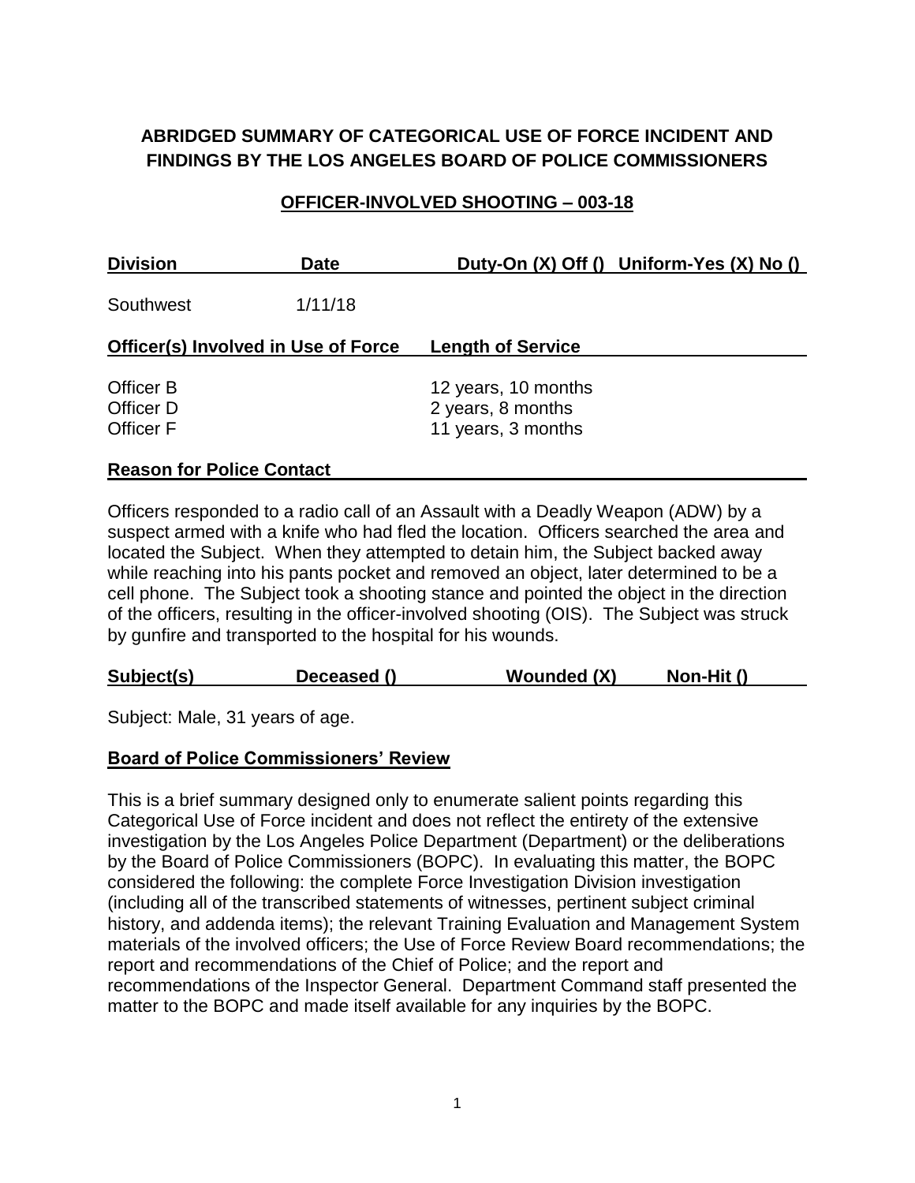# ABRIDGED SUMMARY OF CATEGORICAL USE OF FORCE INCIDENT AND FINDINGS BY THE LOS ANGELES BOARD OF POLICE COMMISSIONERS

## OFFICER-INVOLVED SHOOTING – 003-18

| Division | Date | Duty-On (X) Off () | Uniform-Yes (X) No () |
|---|---|---|---|
| Southwest | 1/11/18 | | |

| Officer(s) Involved in Use of Force | Length of Service |
|---|---|
| Officer B | 12 years, 10 months |
| Officer D | 2 years, 8 months |
| Officer F | 11 years, 3 months |

**Reason for Police Contact**

Officers responded to a radio call of an Assault with a Deadly Weapon (ADW) by a suspect armed with a knife who had fled the location. Officers searched the area and located the Subject. When they attempted to detain him, the Subject backed away while reaching into his pants pocket and removed an object, later determined to be a cell phone. The Subject took a shooting stance and pointed the object in the direction of the officers, resulting in the officer-involved shooting (OIS). The Subject was struck by gunfire and transported to the hospital for his wounds.

| Subject(s) | Deceased () | Wounded (X) | Non-Hit () |
|---|---|---|---|

Subject: Male, 31 years of age.

**Board of Police Commissioners' Review**

This is a brief summary designed only to enumerate salient points regarding this Categorical Use of Force incident and does not reflect the entirety of the extensive investigation by the Los Angeles Police Department (Department) or the deliberations by the Board of Police Commissioners (BOPC). In evaluating this matter, the BOPC considered the following: the complete Force Investigation Division investigation (including all of the transcribed statements of witnesses, pertinent subject criminal history, and addenda items); the relevant Training Evaluation and Management System materials of the involved officers; the Use of Force Review Board recommendations; the report and recommendations of the Chief of Police; and the report and recommendations of the Inspector General. Department Command staff presented the matter to the BOPC and made itself available for any inquiries by the BOPC.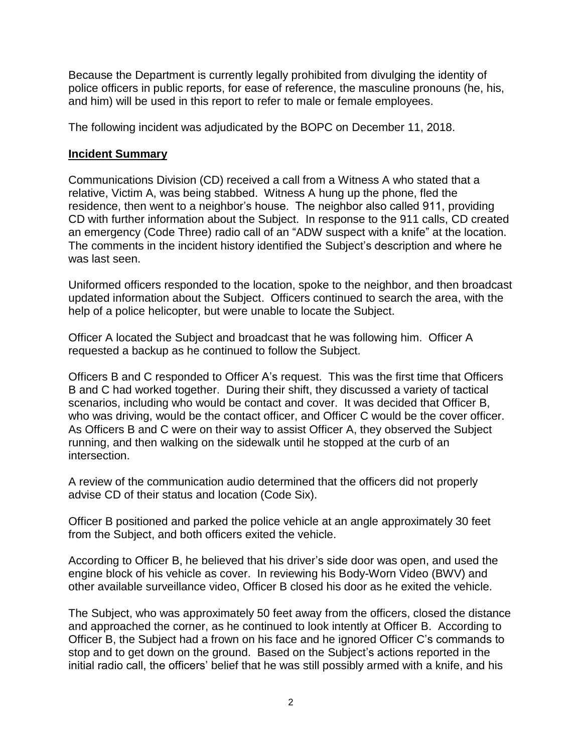Because the Department is currently legally prohibited from divulging the identity of police officers in public reports, for ease of reference, the masculine pronouns (he, his, and him) will be used in this report to refer to male or female employees.

The following incident was adjudicated by the BOPC on December 11, 2018.

**Incident Summary**

Communications Division (CD) received a call from a Witness A who stated that a relative, Victim A, was being stabbed. Witness A hung up the phone, fled the residence, then went to a neighbor's house. The neighbor also called 911, providing CD with further information about the Subject. In response to the 911 calls, CD created an emergency (Code Three) radio call of an "ADW suspect with a knife" at the location. The comments in the incident history identified the Subject's description and where he was last seen.

Uniformed officers responded to the location, spoke to the neighbor, and then broadcast updated information about the Subject. Officers continued to search the area, with the help of a police helicopter, but were unable to locate the Subject.

Officer A located the Subject and broadcast that he was following him. Officer A requested a backup as he continued to follow the Subject.

Officers B and C responded to Officer A's request. This was the first time that Officers B and C had worked together. During their shift, they discussed a variety of tactical scenarios, including who would be contact and cover. It was decided that Officer B, who was driving, would be the contact officer, and Officer C would be the cover officer. As Officers B and C were on their way to assist Officer A, they observed the Subject running, and then walking on the sidewalk until he stopped at the curb of an intersection.

A review of the communication audio determined that the officers did not properly advise CD of their status and location (Code Six).

Officer B positioned and parked the police vehicle at an angle approximately 30 feet from the Subject, and both officers exited the vehicle.

According to Officer B, he believed that his driver's side door was open, and used the engine block of his vehicle as cover. In reviewing his Body-Worn Video (BWV) and other available surveillance video, Officer B closed his door as he exited the vehicle.

The Subject, who was approximately 50 feet away from the officers, closed the distance and approached the corner, as he continued to look intently at Officer B. According to Officer B, the Subject had a frown on his face and he ignored Officer C's commands to stop and to get down on the ground. Based on the Subject's actions reported in the initial radio call, the officers' belief that he was still possibly armed with a knife, and his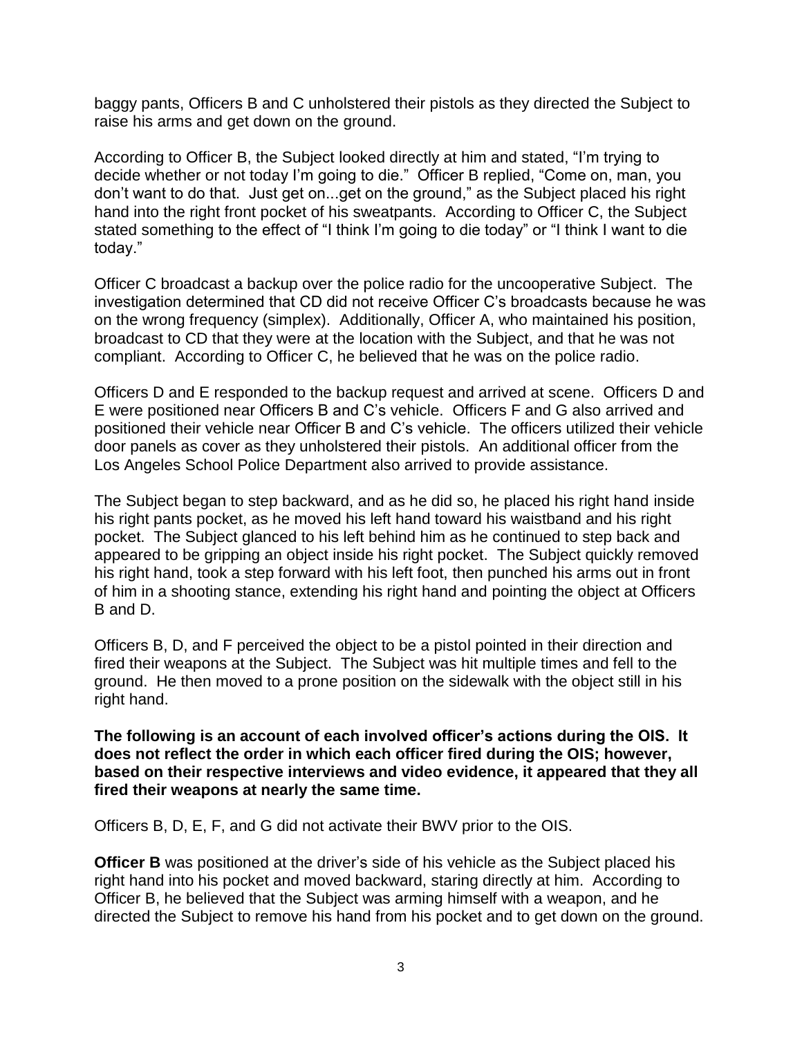baggy pants, Officers B and C unholstered their pistols as they directed the Subject to raise his arms and get down on the ground.

According to Officer B, the Subject looked directly at him and stated, "I'm trying to decide whether or not today I'm going to die." Officer B replied, "Come on, man, you don't want to do that. Just get on...get on the ground," as the Subject placed his right hand into the right front pocket of his sweatpants. According to Officer C, the Subject stated something to the effect of "I think I'm going to die today" or "I think I want to die today."

Officer C broadcast a backup over the police radio for the uncooperative Subject. The investigation determined that CD did not receive Officer C's broadcasts because he was on the wrong frequency (simplex). Additionally, Officer A, who maintained his position, broadcast to CD that they were at the location with the Subject, and that he was not compliant. According to Officer C, he believed that he was on the police radio.

Officers D and E responded to the backup request and arrived at scene. Officers D and E were positioned near Officers B and C's vehicle. Officers F and G also arrived and positioned their vehicle near Officer B and C's vehicle. The officers utilized their vehicle door panels as cover as they unholstered their pistols. An additional officer from the Los Angeles School Police Department also arrived to provide assistance.

The Subject began to step backward, and as he did so, he placed his right hand inside his right pants pocket, as he moved his left hand toward his waistband and his right pocket. The Subject glanced to his left behind him as he continued to step back and appeared to be gripping an object inside his right pocket. The Subject quickly removed his right hand, took a step forward with his left foot, then punched his arms out in front of him in a shooting stance, extending his right hand and pointing the object at Officers B and D.

Officers B, D, and F perceived the object to be a pistol pointed in their direction and fired their weapons at the Subject. The Subject was hit multiple times and fell to the ground. He then moved to a prone position on the sidewalk with the object still in his right hand.

**The following is an account of each involved officer's actions during the OIS. It does not reflect the order in which each officer fired during the OIS; however, based on their respective interviews and video evidence, it appeared that they all fired their weapons at nearly the same time.**

Officers B, D, E, F, and G did not activate their BWV prior to the OIS.

**Officer B** was positioned at the driver's side of his vehicle as the Subject placed his right hand into his pocket and moved backward, staring directly at him. According to Officer B, he believed that the Subject was arming himself with a weapon, and he directed the Subject to remove his hand from his pocket and to get down on the ground.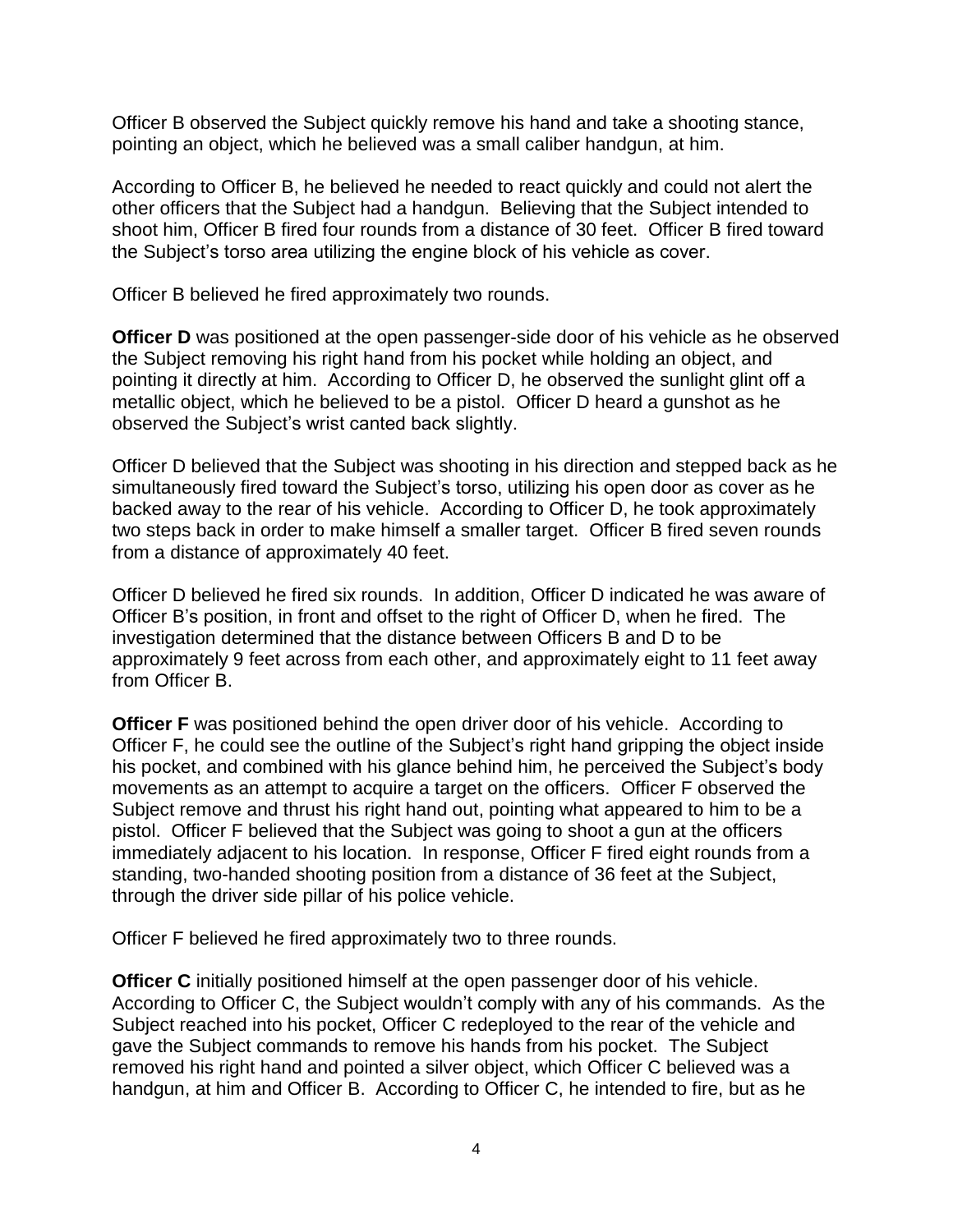Officer B observed the Subject quickly remove his hand and take a shooting stance, pointing an object, which he believed was a small caliber handgun, at him.

According to Officer B, he believed he needed to react quickly and could not alert the other officers that the Subject had a handgun. Believing that the Subject intended to shoot him, Officer B fired four rounds from a distance of 30 feet. Officer B fired toward the Subject's torso area utilizing the engine block of his vehicle as cover.

Officer B believed he fired approximately two rounds.

**Officer D** was positioned at the open passenger-side door of his vehicle as he observed the Subject removing his right hand from his pocket while holding an object, and pointing it directly at him. According to Officer D, he observed the sunlight glint off a metallic object, which he believed to be a pistol. Officer D heard a gunshot as he observed the Subject's wrist canted back slightly.

Officer D believed that the Subject was shooting in his direction and stepped back as he simultaneously fired toward the Subject's torso, utilizing his open door as cover as he backed away to the rear of his vehicle. According to Officer D, he took approximately two steps back in order to make himself a smaller target. Officer B fired seven rounds from a distance of approximately 40 feet.

Officer D believed he fired six rounds. In addition, Officer D indicated he was aware of Officer B's position, in front and offset to the right of Officer D, when he fired. The investigation determined that the distance between Officers B and D to be approximately 9 feet across from each other, and approximately eight to 11 feet away from Officer B.

**Officer F** was positioned behind the open driver door of his vehicle. According to Officer F, he could see the outline of the Subject's right hand gripping the object inside his pocket, and combined with his glance behind him, he perceived the Subject's body movements as an attempt to acquire a target on the officers. Officer F observed the Subject remove and thrust his right hand out, pointing what appeared to him to be a pistol. Officer F believed that the Subject was going to shoot a gun at the officers immediately adjacent to his location. In response, Officer F fired eight rounds from a standing, two-handed shooting position from a distance of 36 feet at the Subject, through the driver side pillar of his police vehicle.

Officer F believed he fired approximately two to three rounds.

**Officer C** initially positioned himself at the open passenger door of his vehicle. According to Officer C, the Subject wouldn't comply with any of his commands. As the Subject reached into his pocket, Officer C redeployed to the rear of the vehicle and gave the Subject commands to remove his hands from his pocket. The Subject removed his right hand and pointed a silver object, which Officer C believed was a handgun, at him and Officer B. According to Officer C, he intended to fire, but as he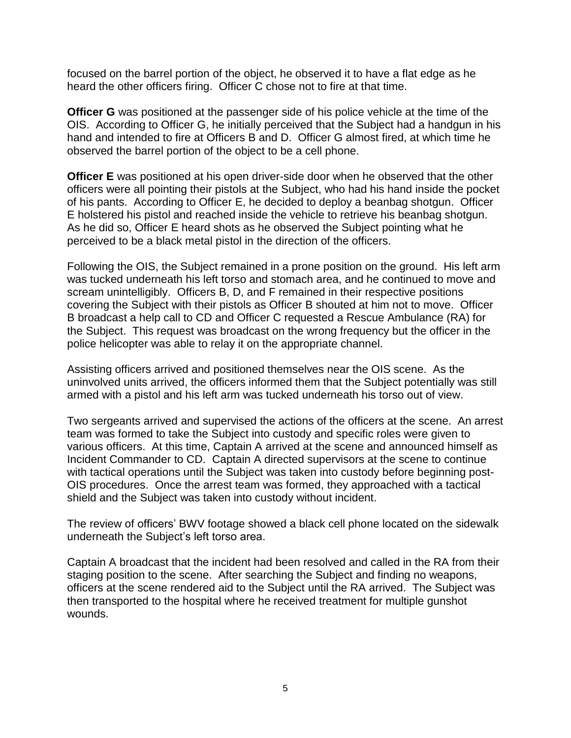focused on the barrel portion of the object, he observed it to have a flat edge as he heard the other officers firing. Officer C chose not to fire at that time.

**Officer G** was positioned at the passenger side of his police vehicle at the time of the OIS. According to Officer G, he initially perceived that the Subject had a handgun in his hand and intended to fire at Officers B and D. Officer G almost fired, at which time he observed the barrel portion of the object to be a cell phone.

**Officer E** was positioned at his open driver-side door when he observed that the other officers were all pointing their pistols at the Subject, who had his hand inside the pocket of his pants. According to Officer E, he decided to deploy a beanbag shotgun. Officer E holstered his pistol and reached inside the vehicle to retrieve his beanbag shotgun. As he did so, Officer E heard shots as he observed the Subject pointing what he perceived to be a black metal pistol in the direction of the officers.

Following the OIS, the Subject remained in a prone position on the ground. His left arm was tucked underneath his left torso and stomach area, and he continued to move and scream unintelligibly. Officers B, D, and F remained in their respective positions covering the Subject with their pistols as Officer B shouted at him not to move. Officer B broadcast a help call to CD and Officer C requested a Rescue Ambulance (RA) for the Subject. This request was broadcast on the wrong frequency but the officer in the police helicopter was able to relay it on the appropriate channel.

Assisting officers arrived and positioned themselves near the OIS scene. As the uninvolved units arrived, the officers informed them that the Subject potentially was still armed with a pistol and his left arm was tucked underneath his torso out of view.

Two sergeants arrived and supervised the actions of the officers at the scene. An arrest team was formed to take the Subject into custody and specific roles were given to various officers. At this time, Captain A arrived at the scene and announced himself as Incident Commander to CD. Captain A directed supervisors at the scene to continue with tactical operations until the Subject was taken into custody before beginning post-OIS procedures. Once the arrest team was formed, they approached with a tactical shield and the Subject was taken into custody without incident.

The review of officers' BWV footage showed a black cell phone located on the sidewalk underneath the Subject's left torso area.

Captain A broadcast that the incident had been resolved and called in the RA from their staging position to the scene. After searching the Subject and finding no weapons, officers at the scene rendered aid to the Subject until the RA arrived. The Subject was then transported to the hospital where he received treatment for multiple gunshot wounds.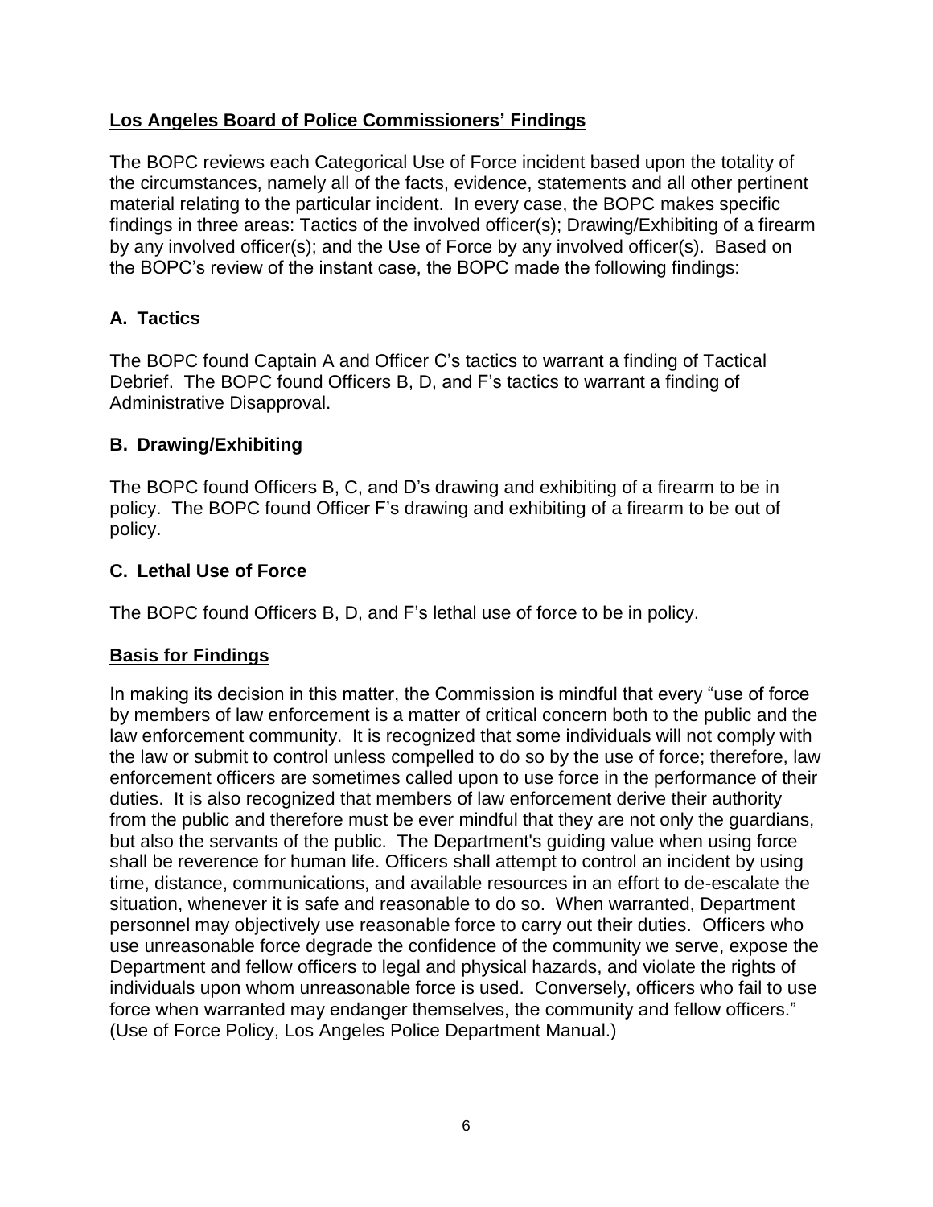## Los Angeles Board of Police Commissioners' Findings

The BOPC reviews each Categorical Use of Force incident based upon the totality of the circumstances, namely all of the facts, evidence, statements and all other pertinent material relating to the particular incident. In every case, the BOPC makes specific findings in three areas: Tactics of the involved officer(s); Drawing/Exhibiting of a firearm by any involved officer(s); and the Use of Force by any involved officer(s). Based on the BOPC's review of the instant case, the BOPC made the following findings:

### A. Tactics

The BOPC found Captain A and Officer C's tactics to warrant a finding of Tactical Debrief. The BOPC found Officers B, D, and F's tactics to warrant a finding of Administrative Disapproval.

### B. Drawing/Exhibiting

The BOPC found Officers B, C, and D's drawing and exhibiting of a firearm to be in policy. The BOPC found Officer F's drawing and exhibiting of a firearm to be out of policy.

### C. Lethal Use of Force

The BOPC found Officers B, D, and F's lethal use of force to be in policy.

## Basis for Findings

In making its decision in this matter, the Commission is mindful that every "use of force by members of law enforcement is a matter of critical concern both to the public and the law enforcement community. It is recognized that some individuals will not comply with the law or submit to control unless compelled to do so by the use of force; therefore, law enforcement officers are sometimes called upon to use force in the performance of their duties. It is also recognized that members of law enforcement derive their authority from the public and therefore must be ever mindful that they are not only the guardians, but also the servants of the public. The Department's guiding value when using force shall be reverence for human life. Officers shall attempt to control an incident by using time, distance, communications, and available resources in an effort to de-escalate the situation, whenever it is safe and reasonable to do so. When warranted, Department personnel may objectively use reasonable force to carry out their duties. Officers who use unreasonable force degrade the confidence of the community we serve, expose the Department and fellow officers to legal and physical hazards, and violate the rights of individuals upon whom unreasonable force is used. Conversely, officers who fail to use force when warranted may endanger themselves, the community and fellow officers." (Use of Force Policy, Los Angeles Police Department Manual.)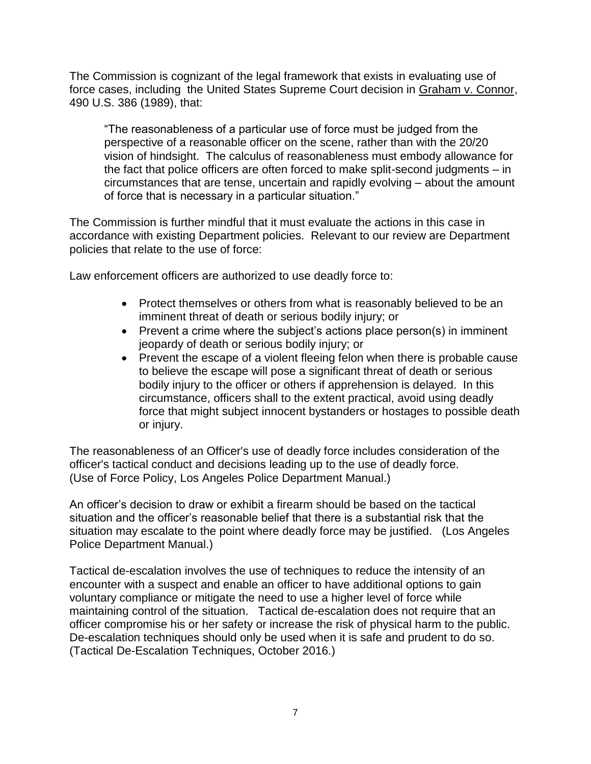The Commission is cognizant of the legal framework that exists in evaluating use of force cases, including the United States Supreme Court decision in Graham v. Connor, 490 U.S. 386 (1989), that:

> "The reasonableness of a particular use of force must be judged from the perspective of a reasonable officer on the scene, rather than with the 20/20 vision of hindsight. The calculus of reasonableness must embody allowance for the fact that police officers are often forced to make split-second judgments – in circumstances that are tense, uncertain and rapidly evolving – about the amount of force that is necessary in a particular situation."

The Commission is further mindful that it must evaluate the actions in this case in accordance with existing Department policies. Relevant to our review are Department policies that relate to the use of force:

Law enforcement officers are authorized to use deadly force to:

- Protect themselves or others from what is reasonably believed to be an imminent threat of death or serious bodily injury; or
- Prevent a crime where the subject's actions place person(s) in imminent jeopardy of death or serious bodily injury; or
- Prevent the escape of a violent fleeing felon when there is probable cause to believe the escape will pose a significant threat of death or serious bodily injury to the officer or others if apprehension is delayed. In this circumstance, officers shall to the extent practical, avoid using deadly force that might subject innocent bystanders or hostages to possible death or injury.

The reasonableness of an Officer's use of deadly force includes consideration of the officer's tactical conduct and decisions leading up to the use of deadly force. (Use of Force Policy, Los Angeles Police Department Manual.)

An officer's decision to draw or exhibit a firearm should be based on the tactical situation and the officer's reasonable belief that there is a substantial risk that the situation may escalate to the point where deadly force may be justified. (Los Angeles Police Department Manual.)

Tactical de-escalation involves the use of techniques to reduce the intensity of an encounter with a suspect and enable an officer to have additional options to gain voluntary compliance or mitigate the need to use a higher level of force while maintaining control of the situation. Tactical de-escalation does not require that an officer compromise his or her safety or increase the risk of physical harm to the public. De-escalation techniques should only be used when it is safe and prudent to do so. (Tactical De-Escalation Techniques, October 2016.)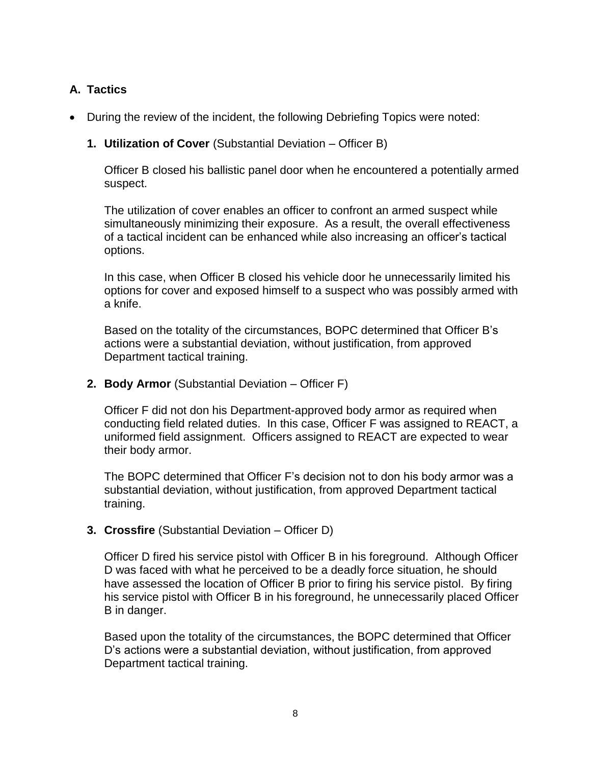## A. Tactics

- During the review of the incident, the following Debriefing Topics were noted:

  1. **Utilization of Cover** (Substantial Deviation – Officer B)

     Officer B closed his ballistic panel door when he encountered a potentially armed suspect.

     The utilization of cover enables an officer to confront an armed suspect while simultaneously minimizing their exposure. As a result, the overall effectiveness of a tactical incident can be enhanced while also increasing an officer's tactical options.

     In this case, when Officer B closed his vehicle door he unnecessarily limited his options for cover and exposed himself to a suspect who was possibly armed with a knife.

     Based on the totality of the circumstances, BOPC determined that Officer B's actions were a substantial deviation, without justification, from approved Department tactical training.

  2. **Body Armor** (Substantial Deviation – Officer F)

     Officer F did not don his Department-approved body armor as required when conducting field related duties. In this case, Officer F was assigned to REACT, a uniformed field assignment. Officers assigned to REACT are expected to wear their body armor.

     The BOPC determined that Officer F's decision not to don his body armor was a substantial deviation, without justification, from approved Department tactical training.

  3. **Crossfire** (Substantial Deviation – Officer D)

     Officer D fired his service pistol with Officer B in his foreground. Although Officer D was faced with what he perceived to be a deadly force situation, he should have assessed the location of Officer B prior to firing his service pistol. By firing his service pistol with Officer B in his foreground, he unnecessarily placed Officer B in danger.

     Based upon the totality of the circumstances, the BOPC determined that Officer D's actions were a substantial deviation, without justification, from approved Department tactical training.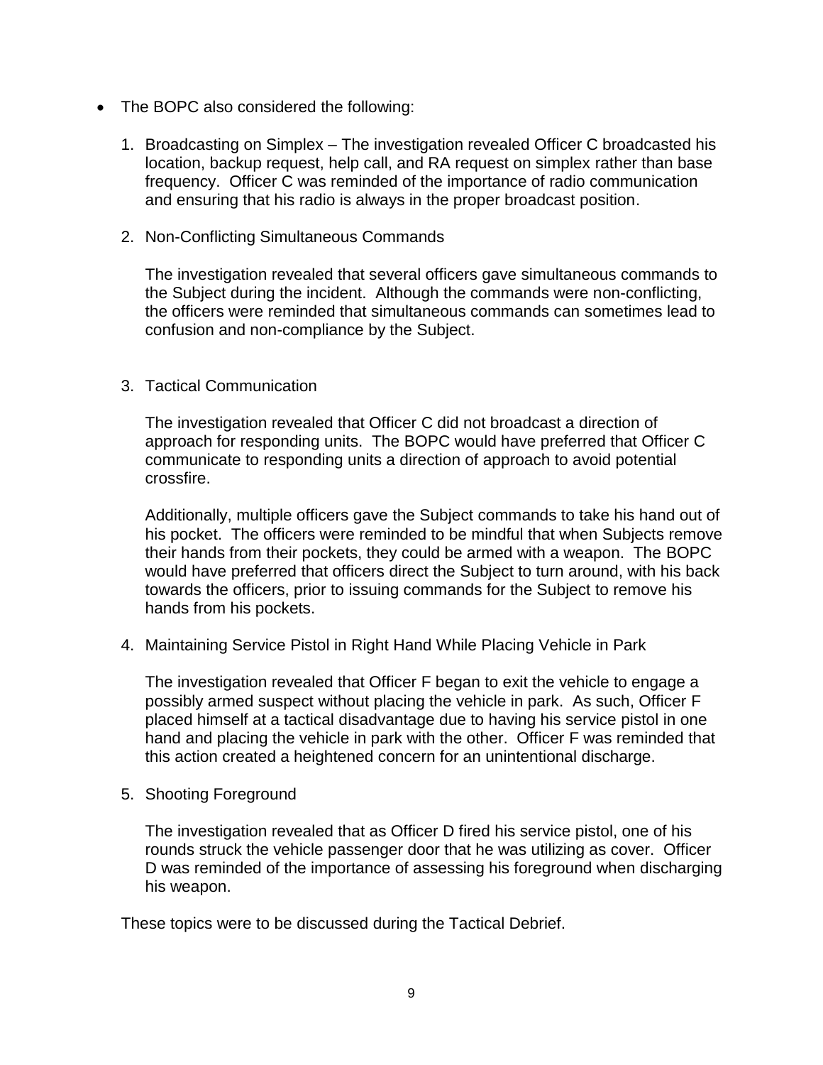- The BOPC also considered the following:

  1. Broadcasting on Simplex – The investigation revealed Officer C broadcasted his location, backup request, help call, and RA request on simplex rather than base frequency. Officer C was reminded of the importance of radio communication and ensuring that his radio is always in the proper broadcast position.

  2. Non-Conflicting Simultaneous Commands

     The investigation revealed that several officers gave simultaneous commands to the Subject during the incident. Although the commands were non-conflicting, the officers were reminded that simultaneous commands can sometimes lead to confusion and non-compliance by the Subject.

  3. Tactical Communication

     The investigation revealed that Officer C did not broadcast a direction of approach for responding units. The BOPC would have preferred that Officer C communicate to responding units a direction of approach to avoid potential crossfire.

     Additionally, multiple officers gave the Subject commands to take his hand out of his pocket. The officers were reminded to be mindful that when Subjects remove their hands from their pockets, they could be armed with a weapon. The BOPC would have preferred that officers direct the Subject to turn around, with his back towards the officers, prior to issuing commands for the Subject to remove his hands from his pockets.

  4. Maintaining Service Pistol in Right Hand While Placing Vehicle in Park

     The investigation revealed that Officer F began to exit the vehicle to engage a possibly armed suspect without placing the vehicle in park. As such, Officer F placed himself at a tactical disadvantage due to having his service pistol in one hand and placing the vehicle in park with the other. Officer F was reminded that this action created a heightened concern for an unintentional discharge.

  5. Shooting Foreground

     The investigation revealed that as Officer D fired his service pistol, one of his rounds struck the vehicle passenger door that he was utilizing as cover. Officer D was reminded of the importance of assessing his foreground when discharging his weapon.

These topics were to be discussed during the Tactical Debrief.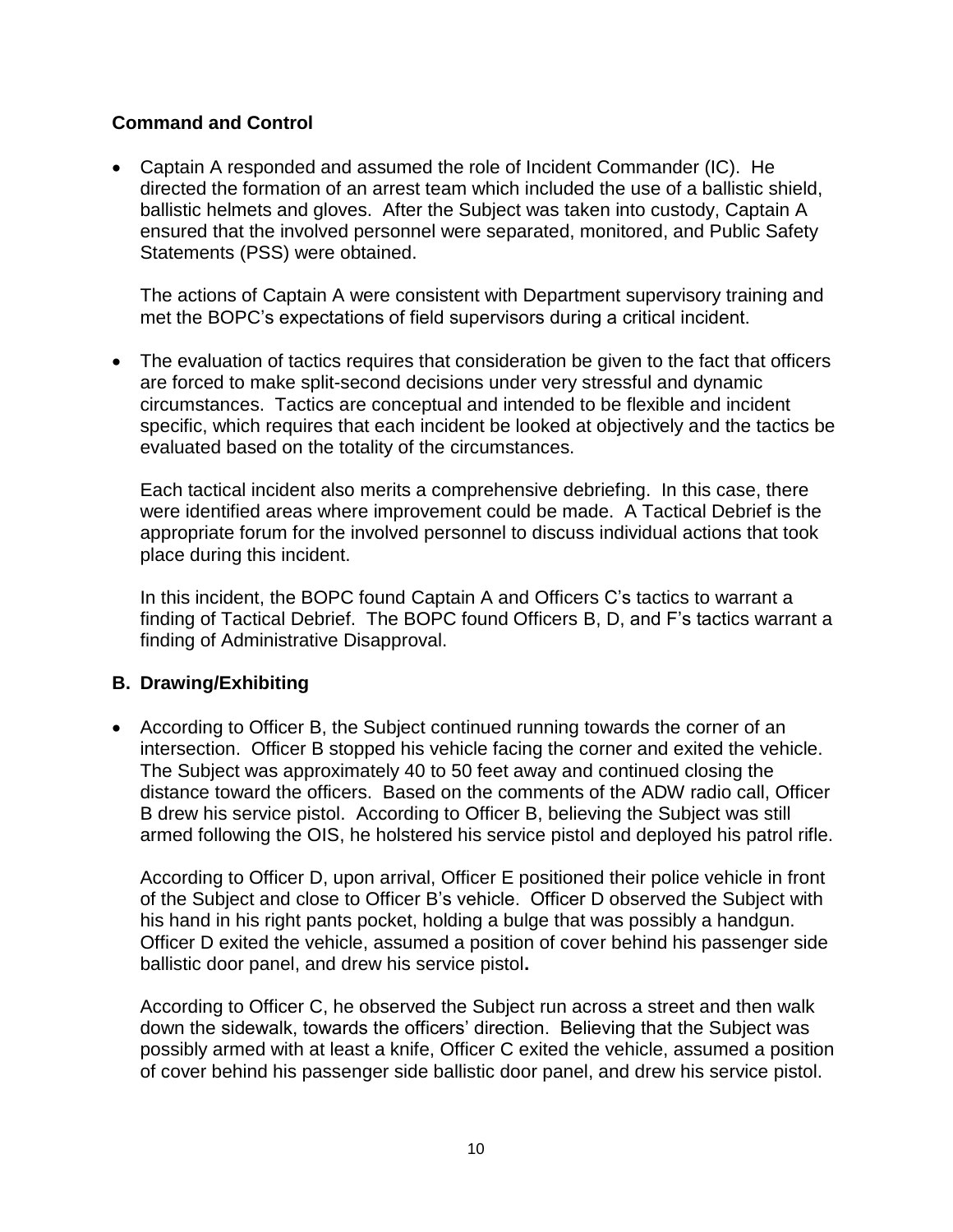**Command and Control**

- Captain A responded and assumed the role of Incident Commander (IC). He directed the formation of an arrest team which included the use of a ballistic shield, ballistic helmets and gloves. After the Subject was taken into custody, Captain A ensured that the involved personnel were separated, monitored, and Public Safety Statements (PSS) were obtained.

  The actions of Captain A were consistent with Department supervisory training and met the BOPC's expectations of field supervisors during a critical incident.

- The evaluation of tactics requires that consideration be given to the fact that officers are forced to make split-second decisions under very stressful and dynamic circumstances. Tactics are conceptual and intended to be flexible and incident specific, which requires that each incident be looked at objectively and the tactics be evaluated based on the totality of the circumstances.

  Each tactical incident also merits a comprehensive debriefing. In this case, there were identified areas where improvement could be made. A Tactical Debrief is the appropriate forum for the involved personnel to discuss individual actions that took place during this incident.

  In this incident, the BOPC found Captain A and Officers C's tactics to warrant a finding of Tactical Debrief. The BOPC found Officers B, D, and F's tactics warrant a finding of Administrative Disapproval.

**B. Drawing/Exhibiting**

- According to Officer B, the Subject continued running towards the corner of an intersection. Officer B stopped his vehicle facing the corner and exited the vehicle. The Subject was approximately 40 to 50 feet away and continued closing the distance toward the officers. Based on the comments of the ADW radio call, Officer B drew his service pistol. According to Officer B, believing the Subject was still armed following the OIS, he holstered his service pistol and deployed his patrol rifle.

  According to Officer D, upon arrival, Officer E positioned their police vehicle in front of the Subject and close to Officer B's vehicle. Officer D observed the Subject with his hand in his right pants pocket, holding a bulge that was possibly a handgun. Officer D exited the vehicle, assumed a position of cover behind his passenger side ballistic door panel, and drew his service pistol**.**

  According to Officer C, he observed the Subject run across a street and then walk down the sidewalk, towards the officers' direction. Believing that the Subject was possibly armed with at least a knife, Officer C exited the vehicle, assumed a position of cover behind his passenger side ballistic door panel, and drew his service pistol.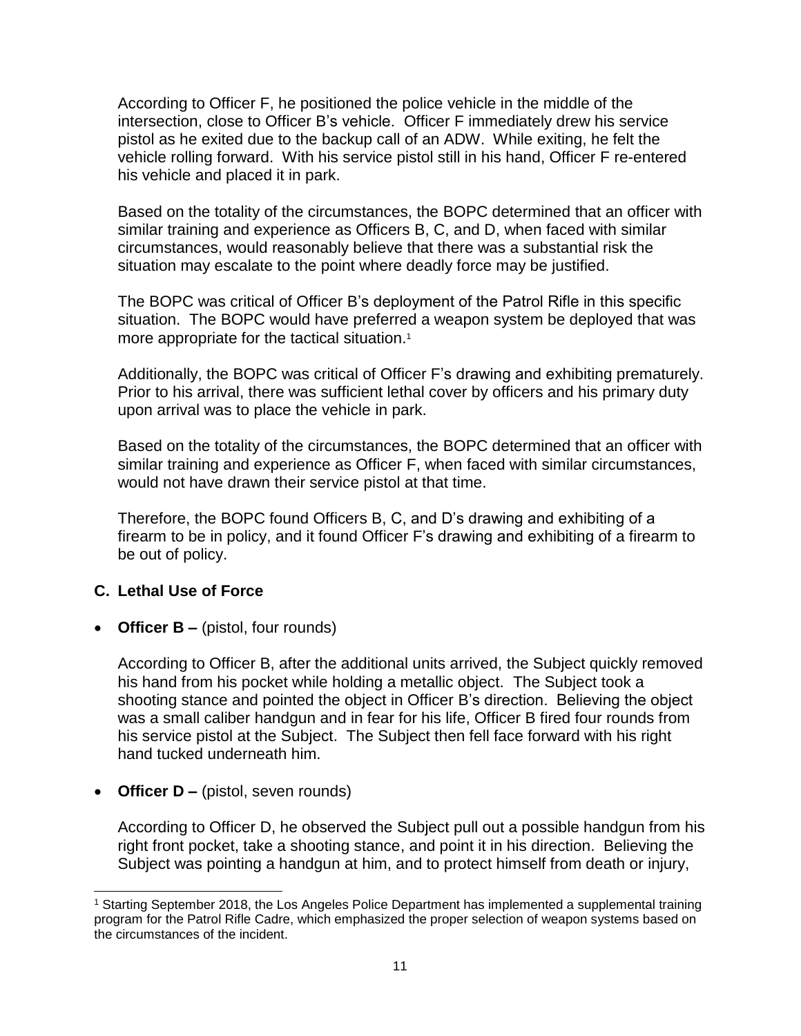According to Officer F, he positioned the police vehicle in the middle of the intersection, close to Officer B's vehicle. Officer F immediately drew his service pistol as he exited due to the backup call of an ADW. While exiting, he felt the vehicle rolling forward. With his service pistol still in his hand, Officer F re-entered his vehicle and placed it in park.

Based on the totality of the circumstances, the BOPC determined that an officer with similar training and experience as Officers B, C, and D, when faced with similar circumstances, would reasonably believe that there was a substantial risk the situation may escalate to the point where deadly force may be justified.

The BOPC was critical of Officer B's deployment of the Patrol Rifle in this specific situation. The BOPC would have preferred a weapon system be deployed that was more appropriate for the tactical situation.[1]

Additionally, the BOPC was critical of Officer F's drawing and exhibiting prematurely. Prior to his arrival, there was sufficient lethal cover by officers and his primary duty upon arrival was to place the vehicle in park.

Based on the totality of the circumstances, the BOPC determined that an officer with similar training and experience as Officer F, when faced with similar circumstances, would not have drawn their service pistol at that time.

Therefore, the BOPC found Officers B, C, and D's drawing and exhibiting of a firearm to be in policy, and it found Officer F's drawing and exhibiting of a firearm to be out of policy.

### C. Lethal Use of Force

- **Officer B –** (pistol, four rounds)

  According to Officer B, after the additional units arrived, the Subject quickly removed his hand from his pocket while holding a metallic object. The Subject took a shooting stance and pointed the object in Officer B's direction. Believing the object was a small caliber handgun and in fear for his life, Officer B fired four rounds from his service pistol at the Subject. The Subject then fell face forward with his right hand tucked underneath him.

- **Officer D –** (pistol, seven rounds)

  According to Officer D, he observed the Subject pull out a possible handgun from his right front pocket, take a shooting stance, and point it in his direction. Believing the Subject was pointing a handgun at him, and to protect himself from death or injury,

[1] Starting September 2018, the Los Angeles Police Department has implemented a supplemental training program for the Patrol Rifle Cadre, which emphasized the proper selection of weapon systems based on the circumstances of the incident.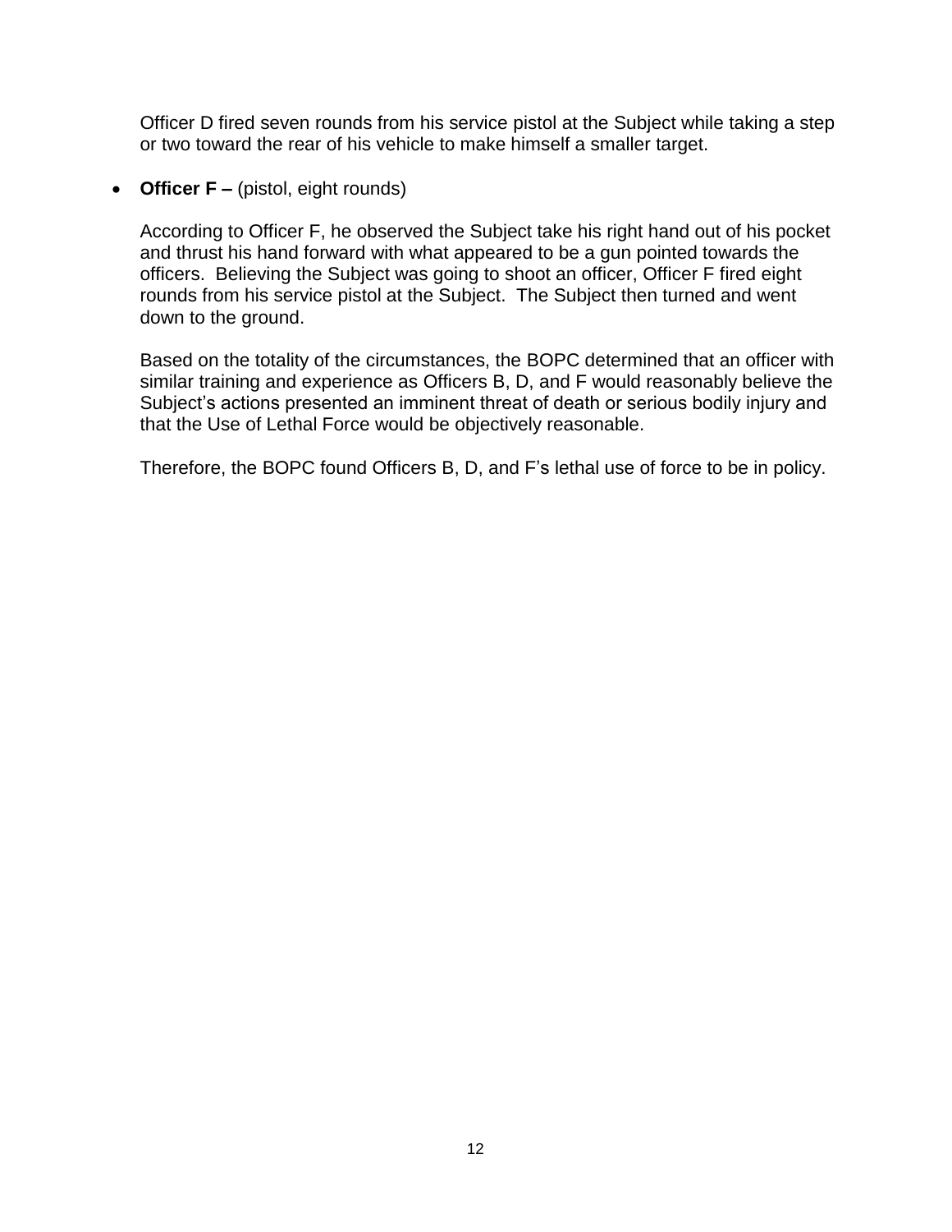Officer D fired seven rounds from his service pistol at the Subject while taking a step or two toward the rear of his vehicle to make himself a smaller target.

- **Officer F –** (pistol, eight rounds)

  According to Officer F, he observed the Subject take his right hand out of his pocket and thrust his hand forward with what appeared to be a gun pointed towards the officers. Believing the Subject was going to shoot an officer, Officer F fired eight rounds from his service pistol at the Subject. The Subject then turned and went down to the ground.

  Based on the totality of the circumstances, the BOPC determined that an officer with similar training and experience as Officers B, D, and F would reasonably believe the Subject's actions presented an imminent threat of death or serious bodily injury and that the Use of Lethal Force would be objectively reasonable.

  Therefore, the BOPC found Officers B, D, and F's lethal use of force to be in policy.